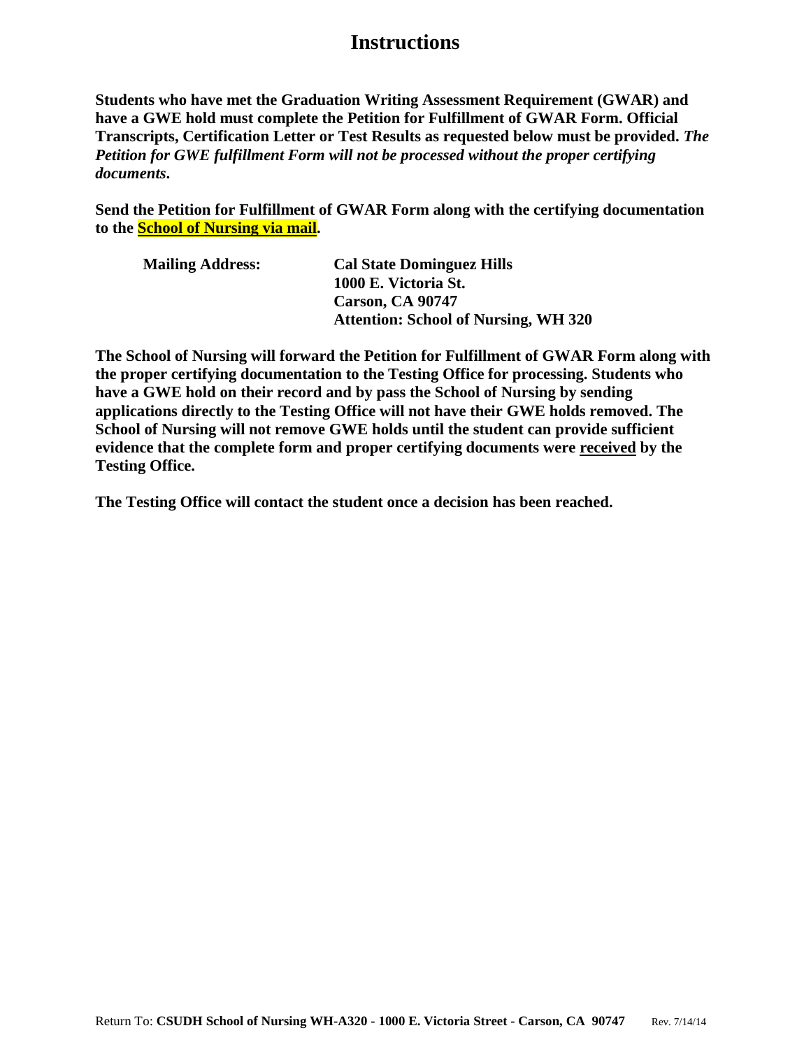# Instructions

**Students who have met the Graduation Writing Assessment Requirement (GWAR) and have a GWE hold must complete the Petition for Fulfillment of GWAR Form. Official Transcripts, Certification Letter or Test Results as requested below must be provided.** ***The Petition for GWE fulfillment Form will not be processed without the proper certifying documents*****.**

**Send the Petition for Fulfillment of GWAR Form along with the certifying documentation to the School of Nursing via mail.**

**Mailing Address:** **Cal State Dominguez Hills**
**1000 E. Victoria St.**
**Carson, CA 90747**
**Attention: School of Nursing, WH 320**

**The School of Nursing will forward the Petition for Fulfillment of GWAR Form along with the proper certifying documentation to the Testing Office for processing. Students who have a GWE hold on their record and by pass the School of Nursing by sending applications directly to the Testing Office will not have their GWE holds removed. The School of Nursing will not remove GWE holds until the student can provide sufficient evidence that the complete form and proper certifying documents were received by the Testing Office.**

**The Testing Office will contact the student once a decision has been reached.**

Return To: **CSUDH School of Nursing WH-A320 - 1000 E. Victoria Street - Carson, CA 90747** Rev. 7/14/14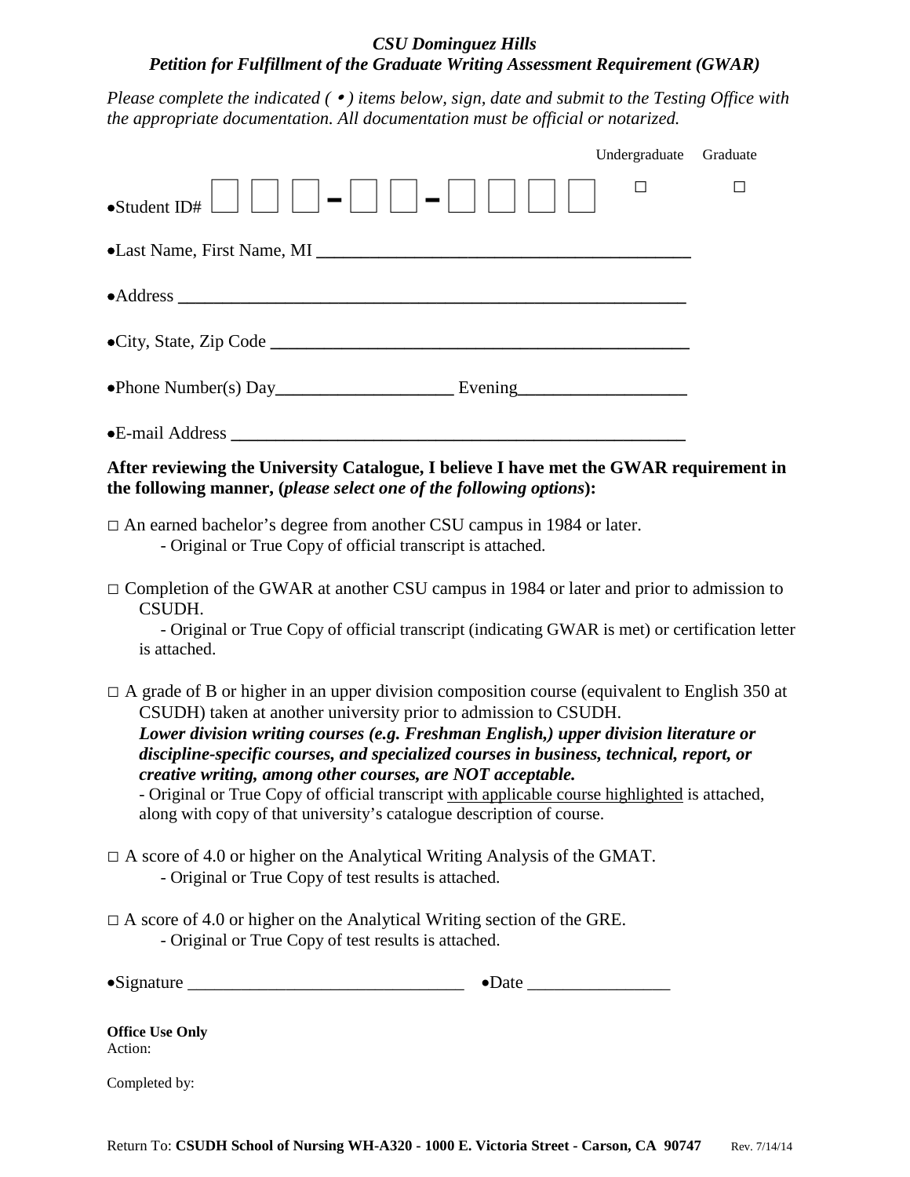***CSU Dominguez Hills***
***Petition for Fulfillment of the Graduate Writing Assessment Requirement (GWAR)***

*Please complete the indicated ( • ) items below, sign, date and submit to the Testing Office with the appropriate documentation. All documentation must be official or notarized.*

| | Undergraduate | Graduate |
|---|---|---|
| •Student ID# ☐☐☐ - ☐☐ - ☐☐☐☐ | □ | □ |

•Last Name, First Name, MI ___________________________________________

•Address ___________________________________________________________

•City, State, Zip Code _______________________________________________

•Phone Number(s) Day____________________ Evening___________________

•E-mail Address ___________________________________________________

**After reviewing the University Catalogue, I believe I have met the GWAR requirement in the following manner, (*please select one of the following options*):**

□ An earned bachelor's degree from another CSU campus in 1984 or later.
- Original or True Copy of official transcript is attached.

□ Completion of the GWAR at another CSU campus in 1984 or later and prior to admission to CSUDH.
- Original or True Copy of official transcript (indicating GWAR is met) or certification letter is attached.

□ A grade of B or higher in an upper division composition course (equivalent to English 350 at CSUDH) taken at another university prior to admission to CSUDH.
***Lower division writing courses (e.g. Freshman English,) upper division literature or discipline-specific courses, and specialized courses in business, technical, report, or creative writing, among other courses, are NOT acceptable.***
- Original or True Copy of official transcript with applicable course highlighted is attached, along with copy of that university's catalogue description of course.

□ A score of 4.0 or higher on the Analytical Writing Analysis of the GMAT.
- Original or True Copy of test results is attached.

□ A score of 4.0 or higher on the Analytical Writing section of the GRE.
- Original or True Copy of test results is attached.

•Signature _______________________________ •Date ________________

**Office Use Only**
Action:

Completed by:

Return To: **CSUDH School of Nursing WH-A320 - 1000 E. Victoria Street - Carson, CA 90747** Rev. 7/14/14